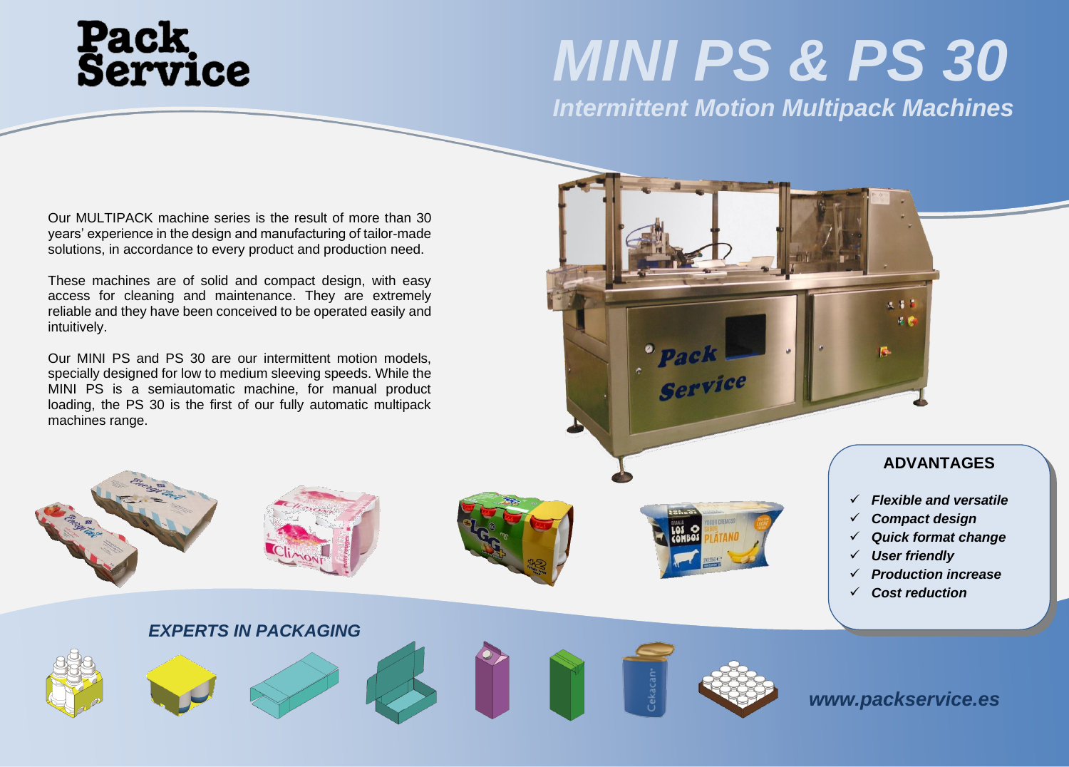# MINI PS & PS 30

## Intermittent Motion Multipack Machines

Our MULTIPACK machine series is the result of more than 30 years' experience in the design and manufacturing of tailor-made solutions, in accordance to every product and production need.

These machines are of solid and compact design, with easy access for cleaning and maintenance. They are extremely reliable and they have been conceived to be operated easily and intuitively.

Our MINI PS and PS 30 are our intermittent motion models, specially designed for low to medium sleeving speeds. While the MINI PS is a semiautomatic machine, for manual product loading, the PS 30 is the first of our fully automatic multipack machines range.

### ADVANTAGES

- ✓ ***Flexible and versatile***
- ✓ ***Compact design***
- ✓ ***Quick format change***
- ✓ ***User friendly***
- ✓ ***Production increase***
- ✓ ***Cost reduction***

***EXPERTS IN PACKAGING***

***www.packservice.es***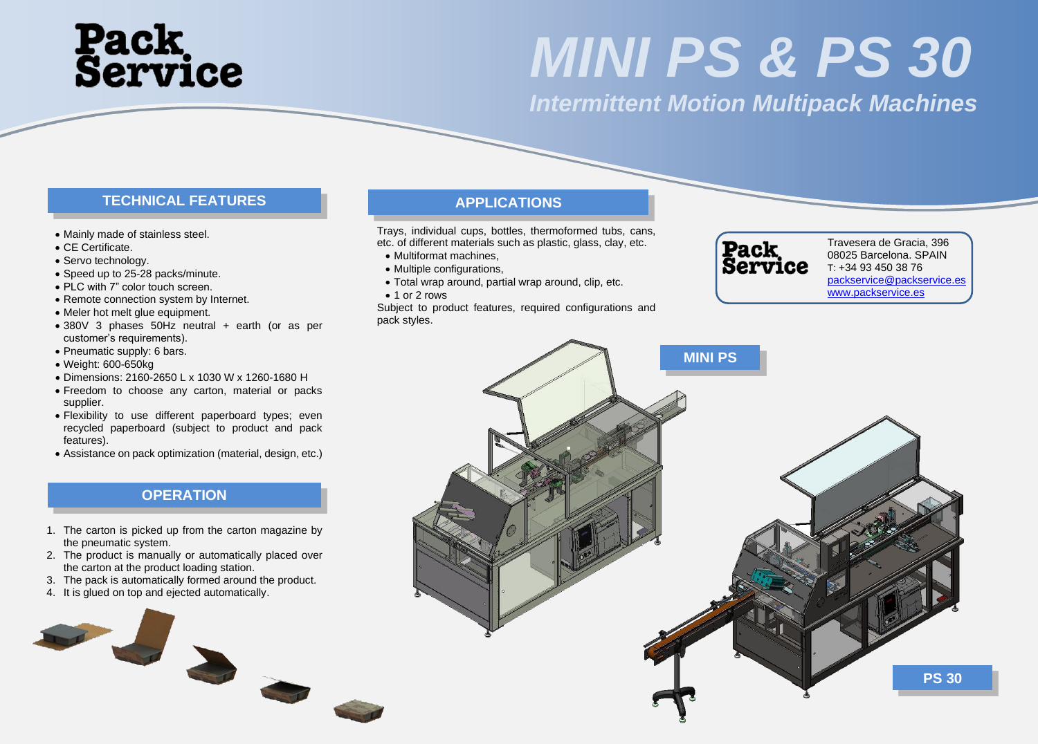Pack Service

# MINI PS & PS 30

## *Intermittent Motion Multipack Machines*

## TECHNICAL FEATURES

- Mainly made of stainless steel.
- CE Certificate.
- Servo technology.
- Speed up to 25-28 packs/minute.
- PLC with 7" color touch screen.
- Remote connection system by Internet.
- Meler hot melt glue equipment.
- 380V 3 phases 50Hz neutral + earth (or as per customer's requirements).
- Pneumatic supply: 6 bars.
- Weight: 600-650kg
- Dimensions: 2160-2650 L x 1030 W x 1260-1680 H
- Freedom to choose any carton, material or packs supplier.
- Flexibility to use different paperboard types; even recycled paperboard (subject to product and pack features).
- Assistance on pack optimization (material, design, etc.)

## OPERATION

1. The carton is picked up from the carton magazine by the pneumatic system.
2. The product is manually or automatically placed over the carton at the product loading station.
3. The pack is automatically formed around the product.
4. It is glued on top and ejected automatically.

## APPLICATIONS

Trays, individual cups, bottles, thermoformed tubs, cans, etc. of different materials such as plastic, glass, clay, etc.

- Multiformat machines,
- Multiple configurations,
- Total wrap around, partial wrap around, clip, etc.
- 1 or 2 rows

Subject to product features, required configurations and pack styles.

Pack Service

Travesera de Gracia, 396
08025 Barcelona. SPAIN
T: +34 93 450 38 76
packservice@packservice.es
www.packservice.es

MINI PS

PS 30